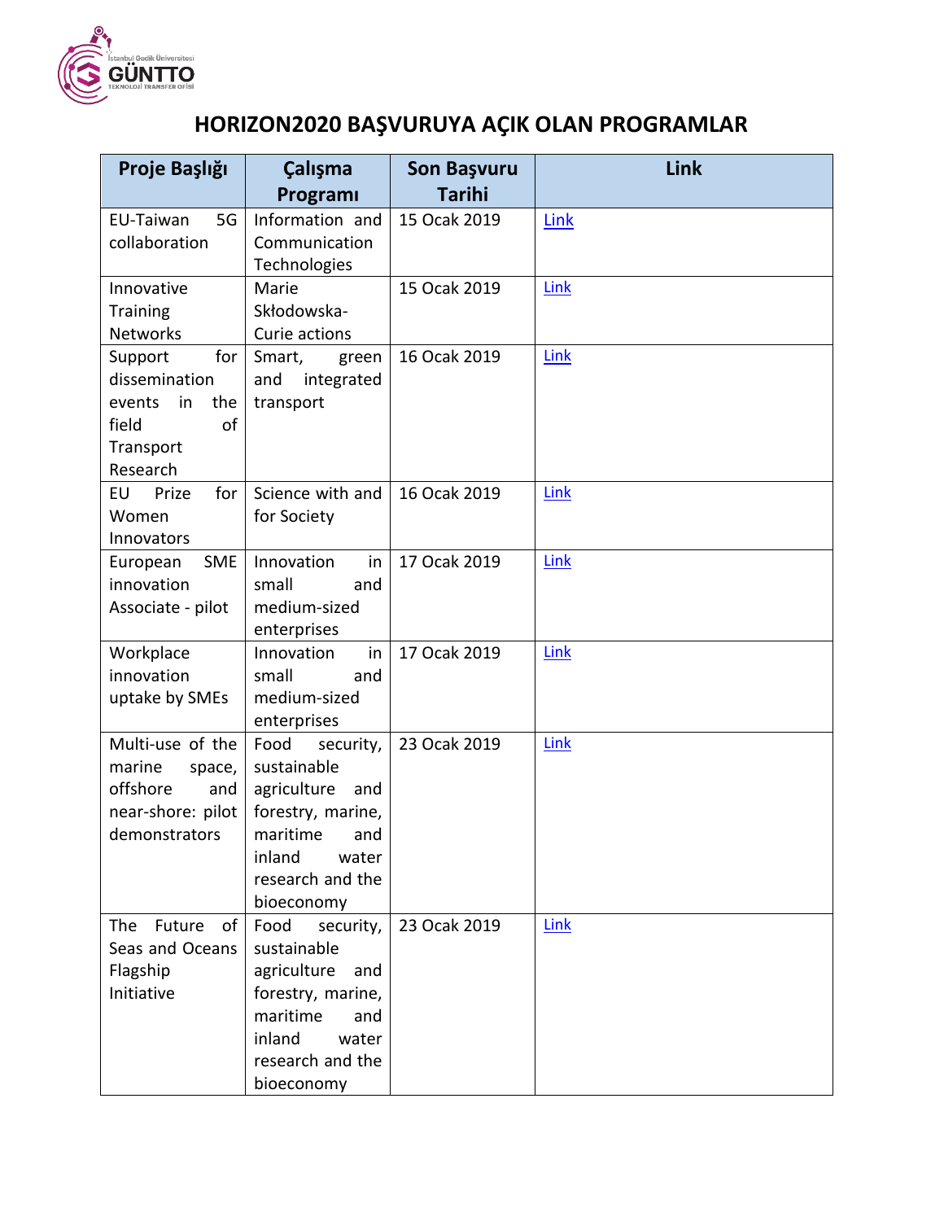# HORIZON2020 BAŞVURUYA AÇIK OLAN PROGRAMLAR

| Proje Başlığı | Çalışma Programı | Son Başvuru Tarihi | Link |
|---|---|---|---|
| EU-Taiwan 5G collaboration | Information and Communication Technologies | 15 Ocak 2019 | Link |
| Innovative Training Networks | Marie Skłodowska-Curie actions | 15 Ocak 2019 | Link |
| Support for dissemination events in the field of Transport Research | Smart, green and integrated transport | 16 Ocak 2019 | Link |
| EU Prize for Women Innovators | Science with and for Society | 16 Ocak 2019 | Link |
| European SME innovation Associate - pilot | Innovation in small and medium-sized enterprises | 17 Ocak 2019 | Link |
| Workplace innovation uptake by SMEs | Innovation in small and medium-sized enterprises | 17 Ocak 2019 | Link |
| Multi-use of the marine space, offshore and near-shore: pilot demonstrators | Food security, sustainable agriculture and forestry, marine, maritime and inland water research and the bioeconomy | 23 Ocak 2019 | Link |
| The Future of Seas and Oceans Flagship Initiative | Food security, sustainable agriculture and forestry, marine, maritime and inland water research and the bioeconomy | 23 Ocak 2019 | Link |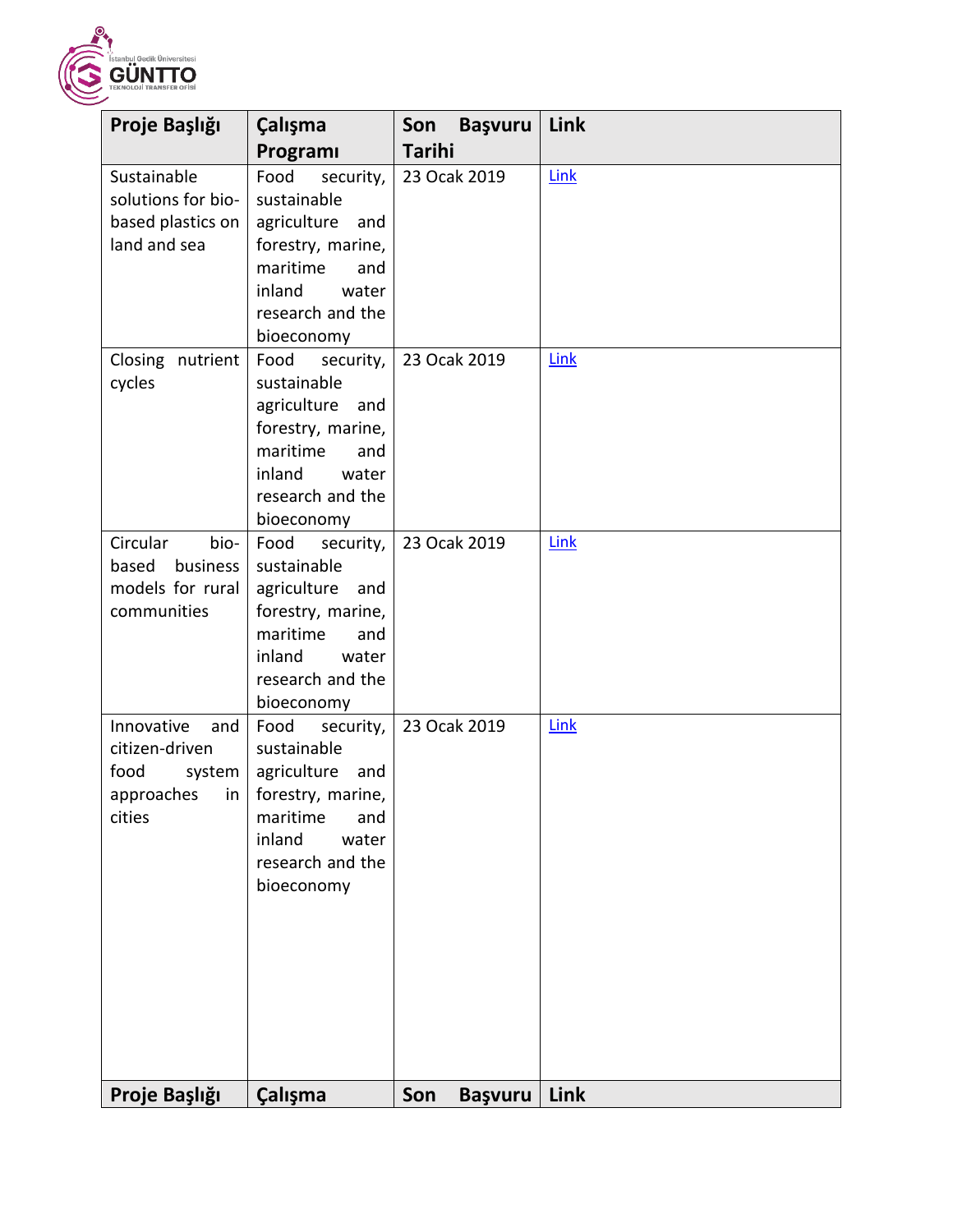| Proje Başlığı | Çalışma Programı | Son Başvuru Tarihi | Link |
|---|---|---|---|
| Sustainable solutions for bio-based plastics on land and sea | Food security, sustainable agriculture and forestry, marine, maritime and inland water research and the bioeconomy | 23 Ocak 2019 | Link |
| Closing nutrient cycles | Food security, sustainable agriculture and forestry, marine, maritime and inland water research and the bioeconomy | 23 Ocak 2019 | Link |
| Circular bio-based business models for rural communities | Food security, sustainable agriculture and forestry, marine, maritime and inland water research and the bioeconomy | 23 Ocak 2019 | Link |
| Innovative and citizen-driven food system approaches in cities | Food security, sustainable agriculture and forestry, marine, maritime and inland water research and the bioeconomy | 23 Ocak 2019 | Link |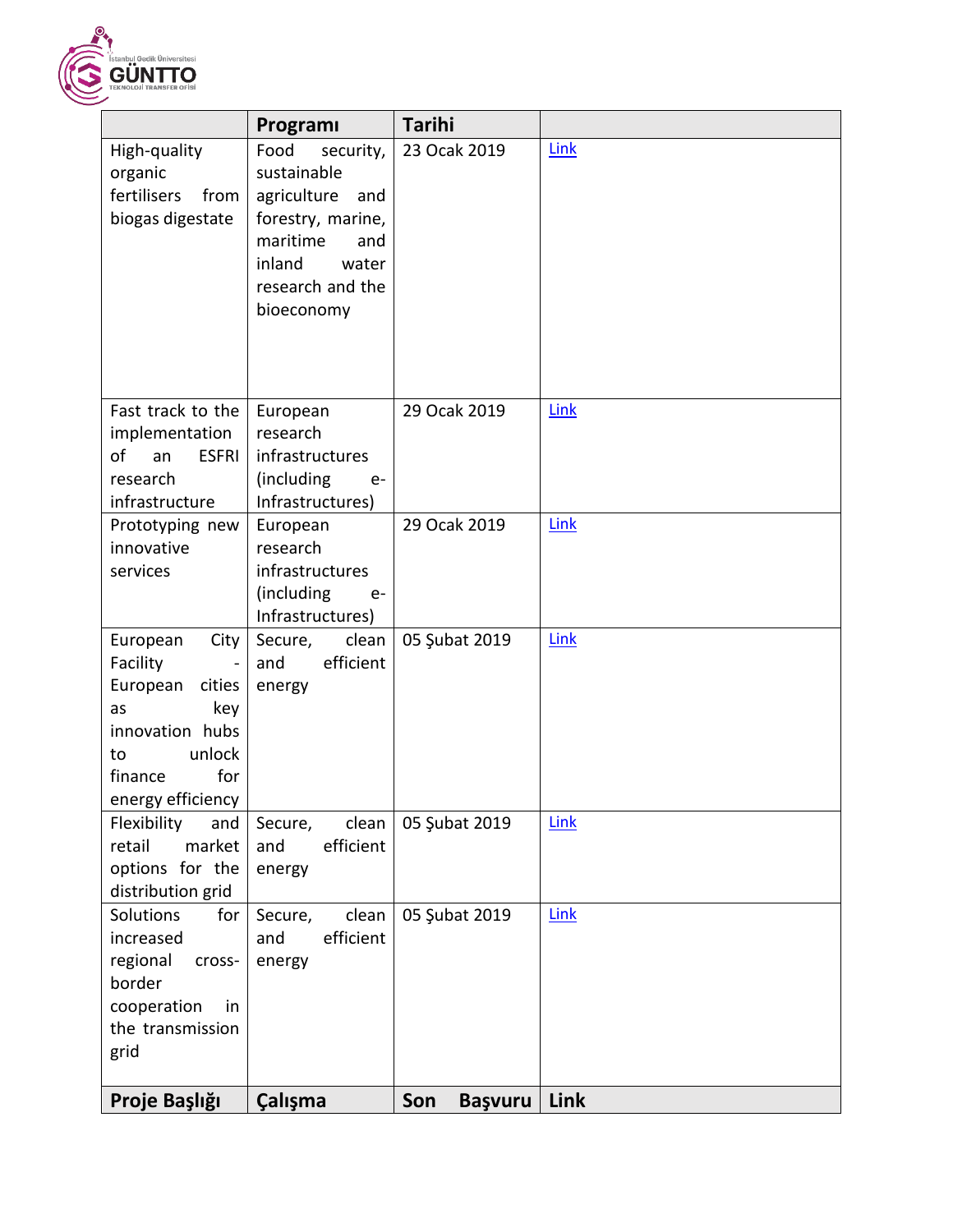| Proje Başlığı | Çalışma Programı | Son Başvuru Tarihi | Link |
|---|---|---|---|
| High-quality organic fertilisers from biogas digestate | Food security, sustainable agriculture and forestry, marine, maritime and inland water research and the bioeconomy | 23 Ocak 2019 | Link |
| Fast track to the implementation of an ESFRI research infrastructure | European research infrastructures (including e-Infrastructures) | 29 Ocak 2019 | Link |
| Prototyping new innovative services | European research infrastructures (including e-Infrastructures) | 29 Ocak 2019 | Link |
| European City Facility - European cities as key innovation hubs to unlock finance for energy efficiency | Secure, clean and efficient energy | 05 Şubat 2019 | Link |
| Flexibility and retail market options for the distribution grid | Secure, clean and efficient energy | 05 Şubat 2019 | Link |
| Solutions for increased regional cross-border cooperation in the transmission grid | Secure, clean and efficient energy | 05 Şubat 2019 | Link |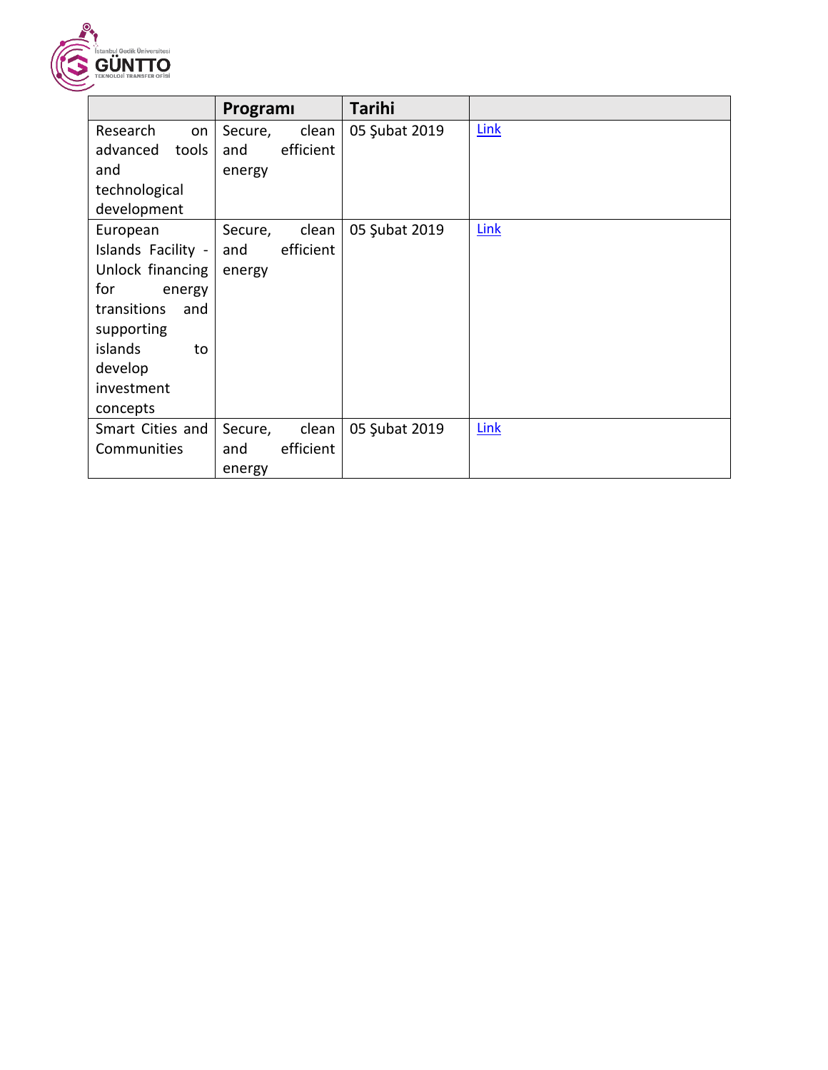| | Programı | Tarihi | |
|---|---|---|---|
| Research on advanced tools and technological development | Secure, clean and efficient energy | 05 Şubat 2019 | Link |
| European Islands Facility - Unlock financing for energy transitions and supporting islands to develop investment concepts | Secure, clean and efficient energy | 05 Şubat 2019 | Link |
| Smart Cities and Communities | Secure, clean and efficient energy | 05 Şubat 2019 | Link |